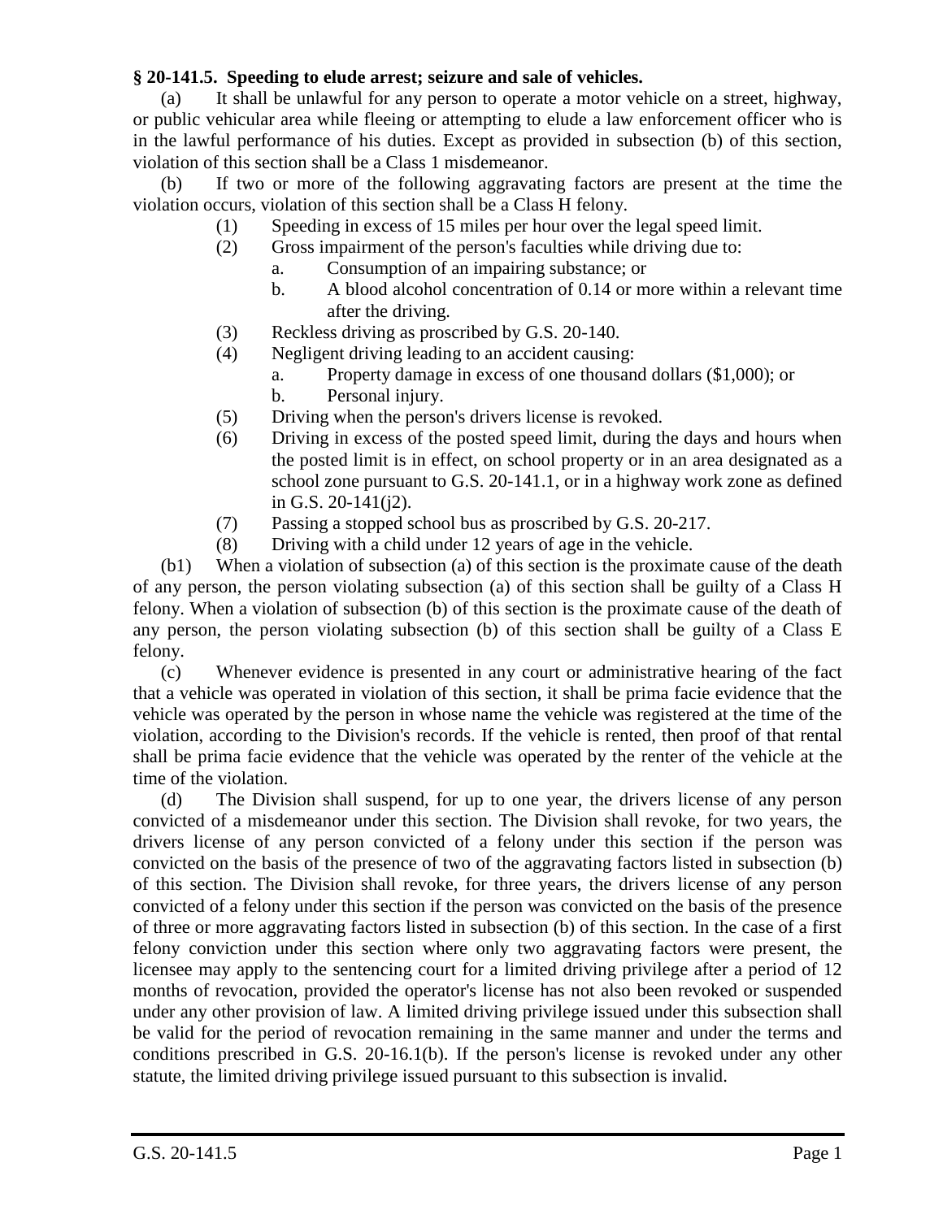**§ 20-141.5. Speeding to elude arrest; seizure and sale of vehicles.**

(a) It shall be unlawful for any person to operate a motor vehicle on a street, highway, or public vehicular area while fleeing or attempting to elude a law enforcement officer who is in the lawful performance of his duties. Except as provided in subsection (b) of this section, violation of this section shall be a Class 1 misdemeanor.

(b) If two or more of the following aggravating factors are present at the time the violation occurs, violation of this section shall be a Class H felony.

- (1) Speeding in excess of 15 miles per hour over the legal speed limit.
- (2) Gross impairment of the person's faculties while driving due to:
  - a. Consumption of an impairing substance; or
  - b. A blood alcohol concentration of 0.14 or more within a relevant time after the driving.
- (3) Reckless driving as proscribed by G.S. 20-140.
- (4) Negligent driving leading to an accident causing:
  - a. Property damage in excess of one thousand dollars ($1,000); or
  - b. Personal injury.
- (5) Driving when the person's drivers license is revoked.
- (6) Driving in excess of the posted speed limit, during the days and hours when the posted limit is in effect, on school property or in an area designated as a school zone pursuant to G.S. 20-141.1, or in a highway work zone as defined in G.S. 20-141(j2).
- (7) Passing a stopped school bus as proscribed by G.S. 20-217.
- (8) Driving with a child under 12 years of age in the vehicle.

(b1) When a violation of subsection (a) of this section is the proximate cause of the death of any person, the person violating subsection (a) of this section shall be guilty of a Class H felony. When a violation of subsection (b) of this section is the proximate cause of the death of any person, the person violating subsection (b) of this section shall be guilty of a Class E felony.

(c) Whenever evidence is presented in any court or administrative hearing of the fact that a vehicle was operated in violation of this section, it shall be prima facie evidence that the vehicle was operated by the person in whose name the vehicle was registered at the time of the violation, according to the Division's records. If the vehicle is rented, then proof of that rental shall be prima facie evidence that the vehicle was operated by the renter of the vehicle at the time of the violation.

(d) The Division shall suspend, for up to one year, the drivers license of any person convicted of a misdemeanor under this section. The Division shall revoke, for two years, the drivers license of any person convicted of a felony under this section if the person was convicted on the basis of the presence of two of the aggravating factors listed in subsection (b) of this section. The Division shall revoke, for three years, the drivers license of any person convicted of a felony under this section if the person was convicted on the basis of the presence of three or more aggravating factors listed in subsection (b) of this section. In the case of a first felony conviction under this section where only two aggravating factors were present, the licensee may apply to the sentencing court for a limited driving privilege after a period of 12 months of revocation, provided the operator's license has not also been revoked or suspended under any other provision of law. A limited driving privilege issued under this subsection shall be valid for the period of revocation remaining in the same manner and under the terms and conditions prescribed in G.S. 20-16.1(b). If the person's license is revoked under any other statute, the limited driving privilege issued pursuant to this subsection is invalid.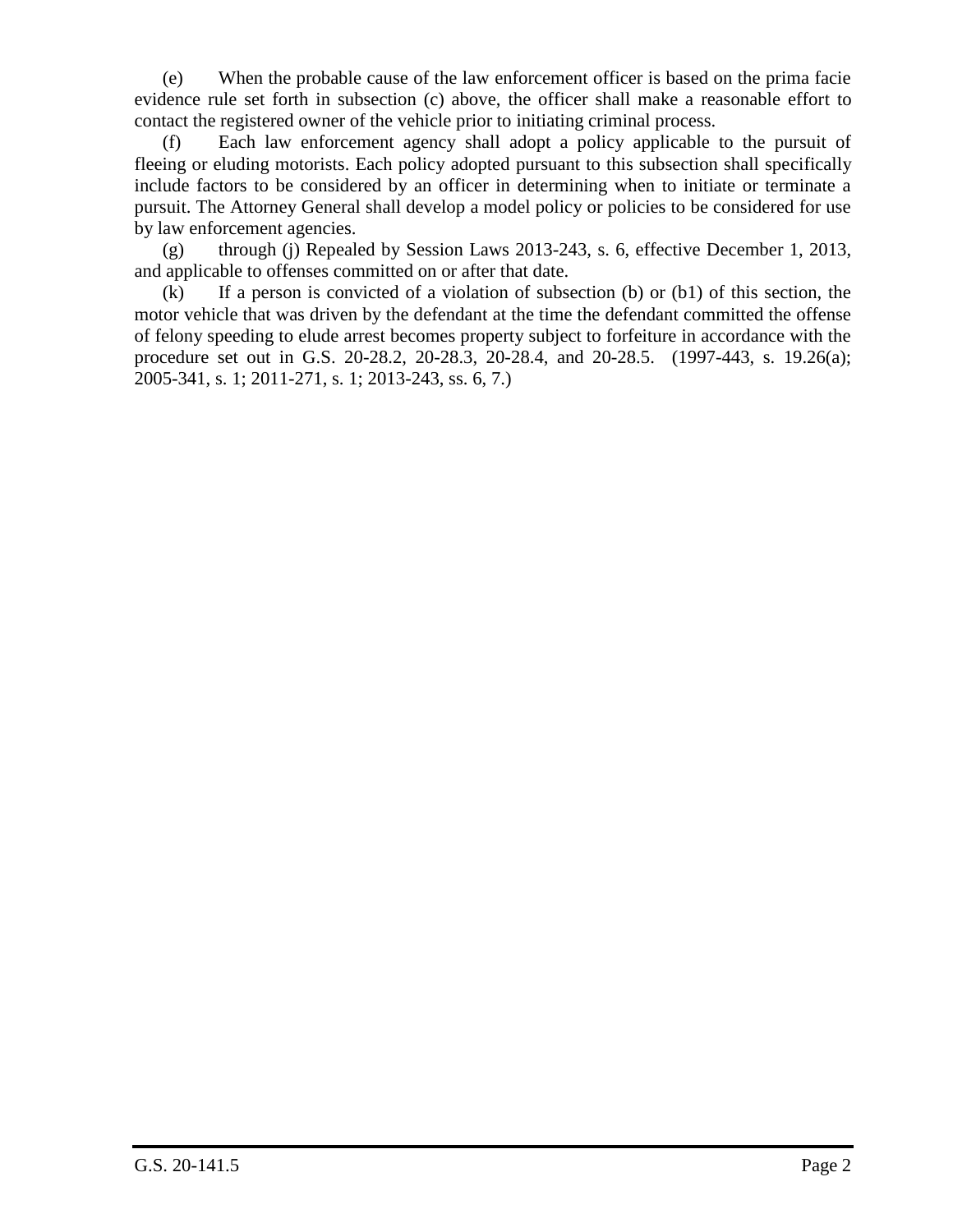(e) When the probable cause of the law enforcement officer is based on the prima facie evidence rule set forth in subsection (c) above, the officer shall make a reasonable effort to contact the registered owner of the vehicle prior to initiating criminal process.

(f) Each law enforcement agency shall adopt a policy applicable to the pursuit of fleeing or eluding motorists. Each policy adopted pursuant to this subsection shall specifically include factors to be considered by an officer in determining when to initiate or terminate a pursuit. The Attorney General shall develop a model policy or policies to be considered for use by law enforcement agencies.

(g) through (j) Repealed by Session Laws 2013-243, s. 6, effective December 1, 2013, and applicable to offenses committed on or after that date.

(k) If a person is convicted of a violation of subsection (b) or (b1) of this section, the motor vehicle that was driven by the defendant at the time the defendant committed the offense of felony speeding to elude arrest becomes property subject to forfeiture in accordance with the procedure set out in G.S. 20-28.2, 20-28.3, 20-28.4, and 20-28.5. (1997-443, s. 19.26(a); 2005-341, s. 1; 2011-271, s. 1; 2013-243, ss. 6, 7.)